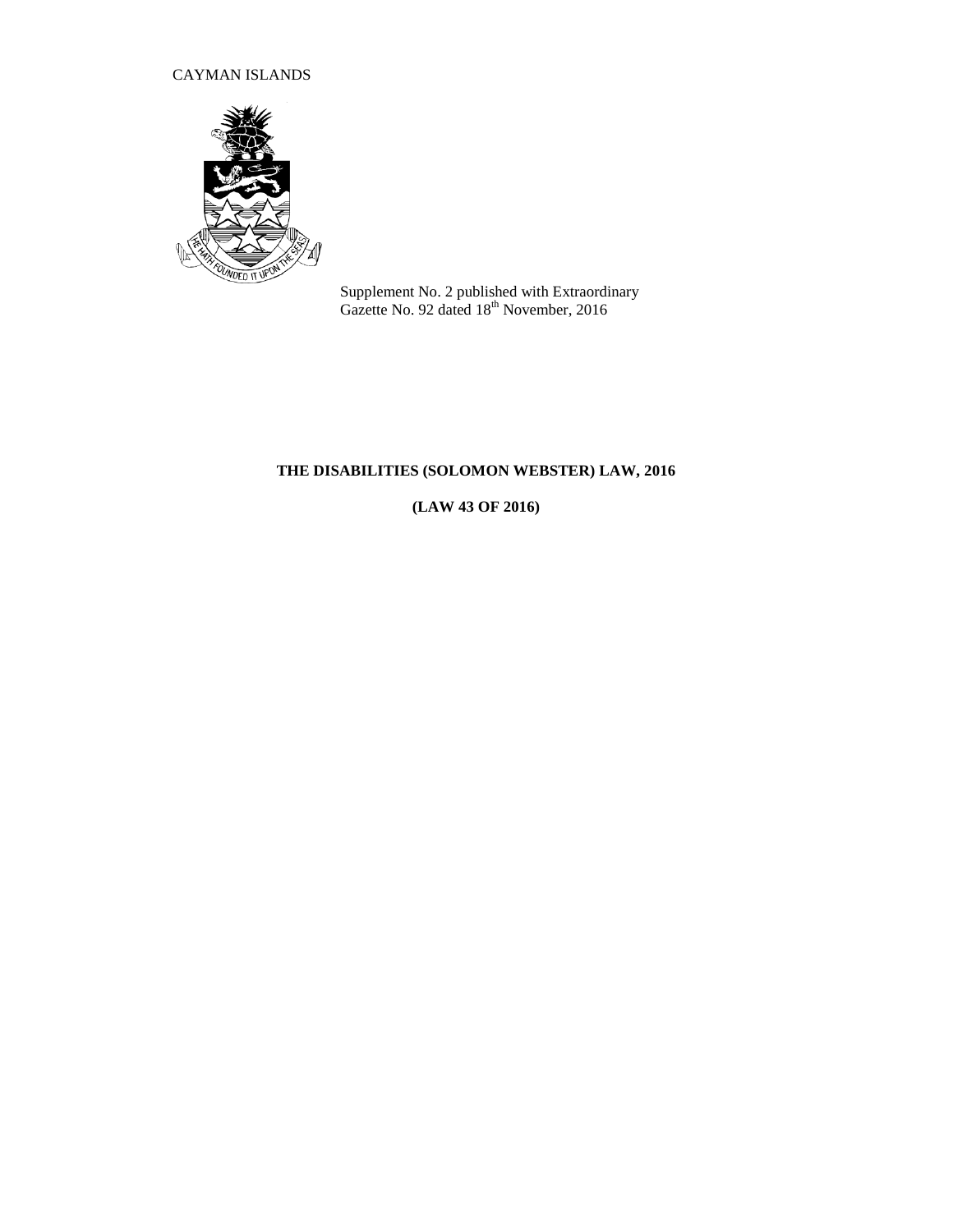CAYMAN ISLANDS

Supplement No. 2 published with Extraordinary Gazette No. 92 dated 18th November, 2016

**THE DISABILITIES (SOLOMON WEBSTER) LAW, 2016**

**(LAW 43 OF 2016)**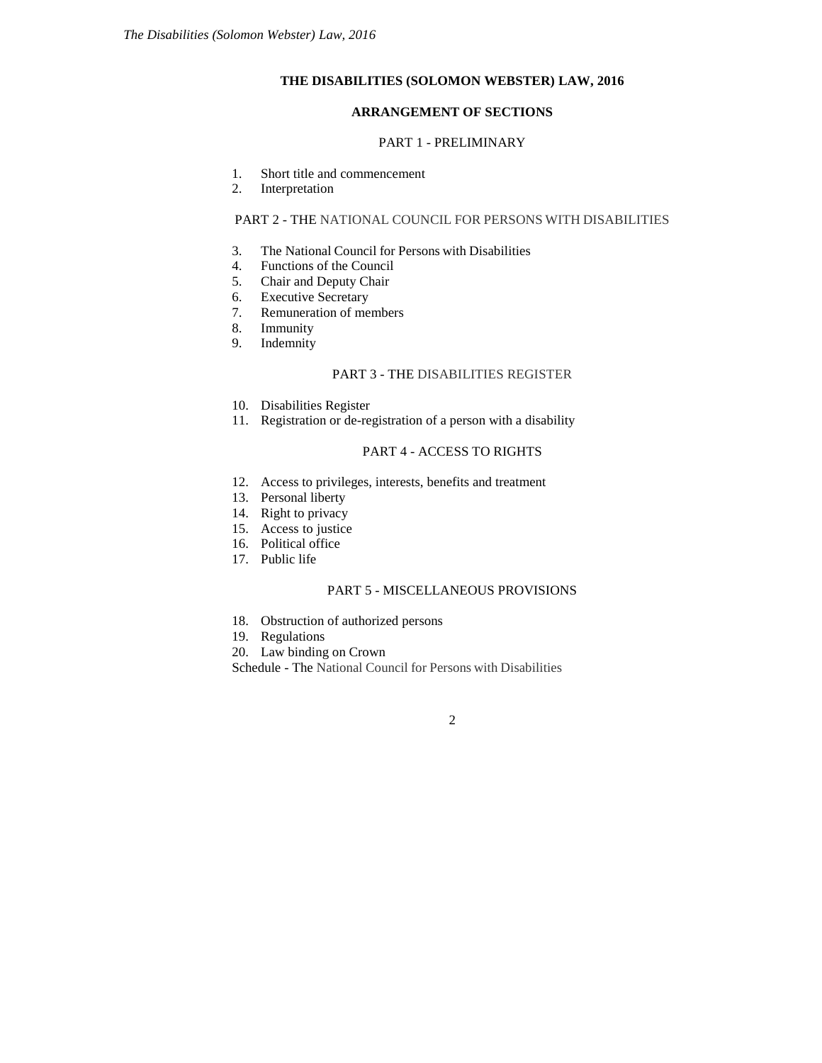# THE DISABILITIES (SOLOMON WEBSTER) LAW, 2016

## ARRANGEMENT OF SECTIONS

### PART 1 - PRELIMINARY

1. Short title and commencement
2. Interpretation

### PART 2 - THE NATIONAL COUNCIL FOR PERSONS WITH DISABILITIES

3. The National Council for Persons with Disabilities
4. Functions of the Council
5. Chair and Deputy Chair
6. Executive Secretary
7. Remuneration of members
8. Immunity
9. Indemnity

### PART 3 - THE DISABILITIES REGISTER

10. Disabilities Register
11. Registration or de-registration of a person with a disability

### PART 4 - ACCESS TO RIGHTS

12. Access to privileges, interests, benefits and treatment
13. Personal liberty
14. Right to privacy
15. Access to justice
16. Political office
17. Public life

### PART 5 - MISCELLANEOUS PROVISIONS

18. Obstruction of authorized persons
19. Regulations
20. Law binding on Crown

Schedule - The National Council for Persons with Disabilities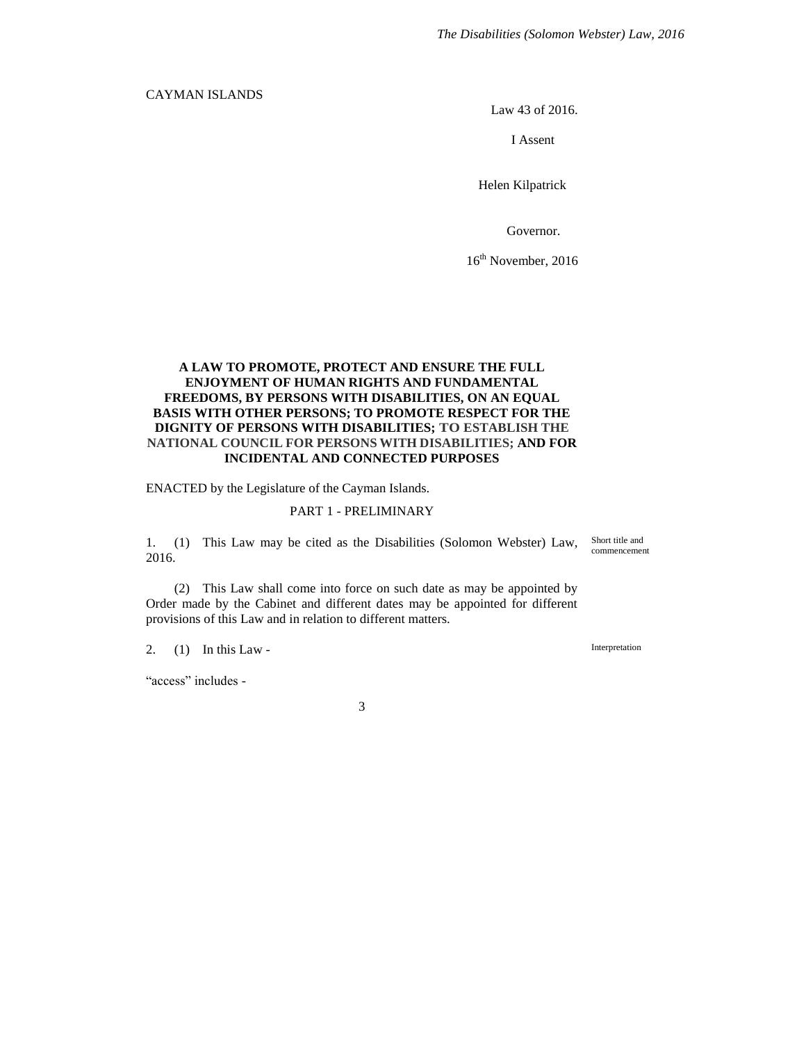CAYMAN ISLANDS

Law 43 of 2016.

I Assent

Helen Kilpatrick

Governor.

16th November, 2016

**A LAW TO PROMOTE, PROTECT AND ENSURE THE FULL ENJOYMENT OF HUMAN RIGHTS AND FUNDAMENTAL FREEDOMS, BY PERSONS WITH DISABILITIES, ON AN EQUAL BASIS WITH OTHER PERSONS; TO PROMOTE RESPECT FOR THE DIGNITY OF PERSONS WITH DISABILITIES; TO ESTABLISH THE NATIONAL COUNCIL FOR PERSONS WITH DISABILITIES; AND FOR INCIDENTAL AND CONNECTED PURPOSES**

ENACTED by the Legislature of the Cayman Islands.

## PART 1 - PRELIMINARY

*Short title and commencement*

1. (1) This Law may be cited as the Disabilities (Solomon Webster) Law, 2016.

(2) This Law shall come into force on such date as may be appointed by Order made by the Cabinet and different dates may be appointed for different provisions of this Law and in relation to different matters.

*Interpretation*

2. (1) In this Law -

"access" includes -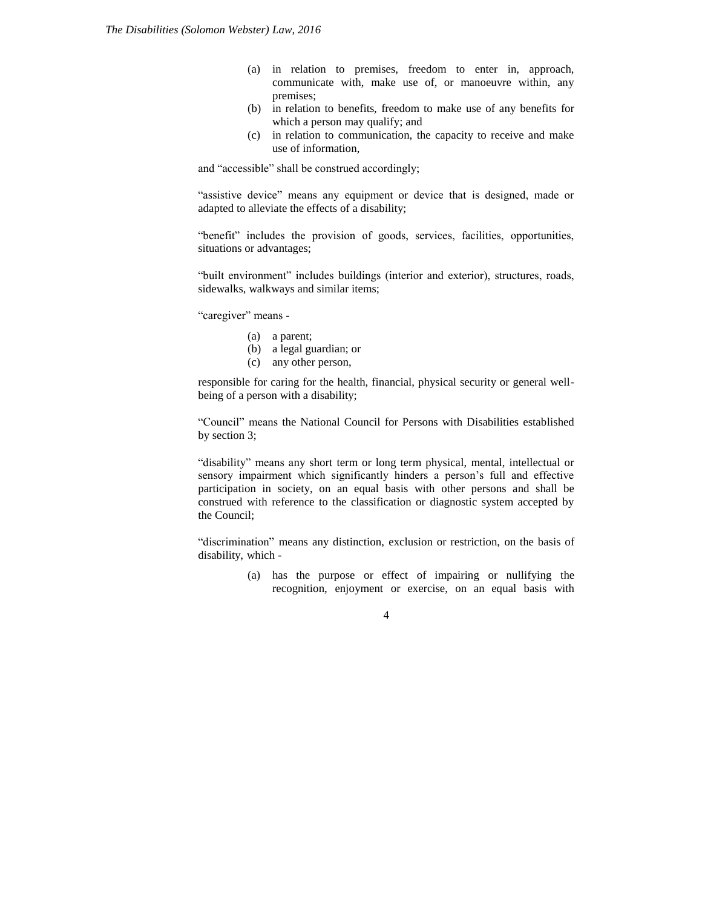(a) in relation to premises, freedom to enter in, approach, communicate with, make use of, or manoeuvre within, any premises;
(b) in relation to benefits, freedom to make use of any benefits for which a person may qualify; and
(c) in relation to communication, the capacity to receive and make use of information,

and "accessible" shall be construed accordingly;

"assistive device" means any equipment or device that is designed, made or adapted to alleviate the effects of a disability;

"benefit" includes the provision of goods, services, facilities, opportunities, situations or advantages;

"built environment" includes buildings (interior and exterior), structures, roads, sidewalks, walkways and similar items;

"caregiver" means -

(a) a parent;
(b) a legal guardian; or
(c) any other person,

responsible for caring for the health, financial, physical security or general well-being of a person with a disability;

"Council" means the National Council for Persons with Disabilities established by section 3;

"disability" means any short term or long term physical, mental, intellectual or sensory impairment which significantly hinders a person's full and effective participation in society, on an equal basis with other persons and shall be construed with reference to the classification or diagnostic system accepted by the Council;

"discrimination" means any distinction, exclusion or restriction, on the basis of disability, which -

(a) has the purpose or effect of impairing or nullifying the recognition, enjoyment or exercise, on an equal basis with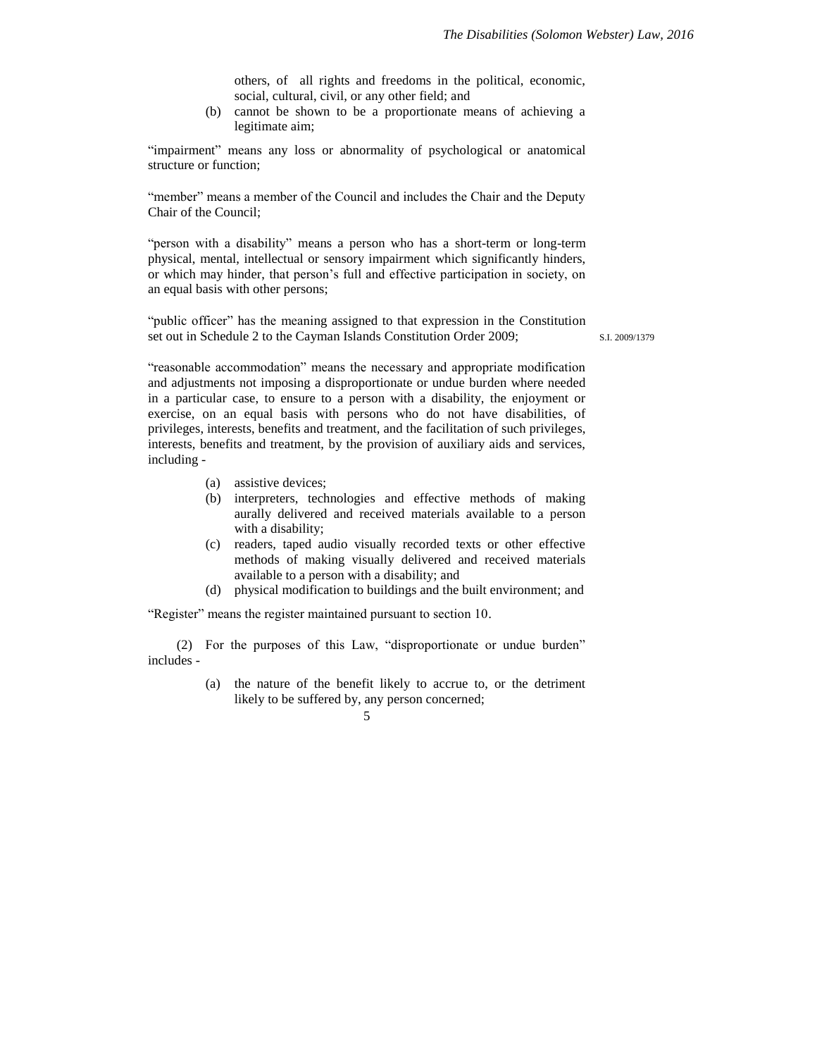others, of all rights and freedoms in the political, economic, social, cultural, civil, or any other field; and

(b) cannot be shown to be a proportionate means of achieving a legitimate aim;

"impairment" means any loss or abnormality of psychological or anatomical structure or function;

"member" means a member of the Council and includes the Chair and the Deputy Chair of the Council;

"person with a disability" means a person who has a short-term or long-term physical, mental, intellectual or sensory impairment which significantly hinders, or which may hinder, that person's full and effective participation in society, on an equal basis with other persons;

"public officer" has the meaning assigned to that expression in the Constitution set out in Schedule 2 to the Cayman Islands Constitution Order 2009;

S.I. 2009/1379

"reasonable accommodation" means the necessary and appropriate modification and adjustments not imposing a disproportionate or undue burden where needed in a particular case, to ensure to a person with a disability, the enjoyment or exercise, on an equal basis with persons who do not have disabilities, of privileges, interests, benefits and treatment, and the facilitation of such privileges, interests, benefits and treatment, by the provision of auxiliary aids and services, including -

(a) assistive devices;

(b) interpreters, technologies and effective methods of making aurally delivered and received materials available to a person with a disability;

(c) readers, taped audio visually recorded texts or other effective methods of making visually delivered and received materials available to a person with a disability; and

(d) physical modification to buildings and the built environment; and

"Register" means the register maintained pursuant to section 10.

(2) For the purposes of this Law, "disproportionate or undue burden" includes -

(a) the nature of the benefit likely to accrue to, or the detriment likely to be suffered by, any person concerned;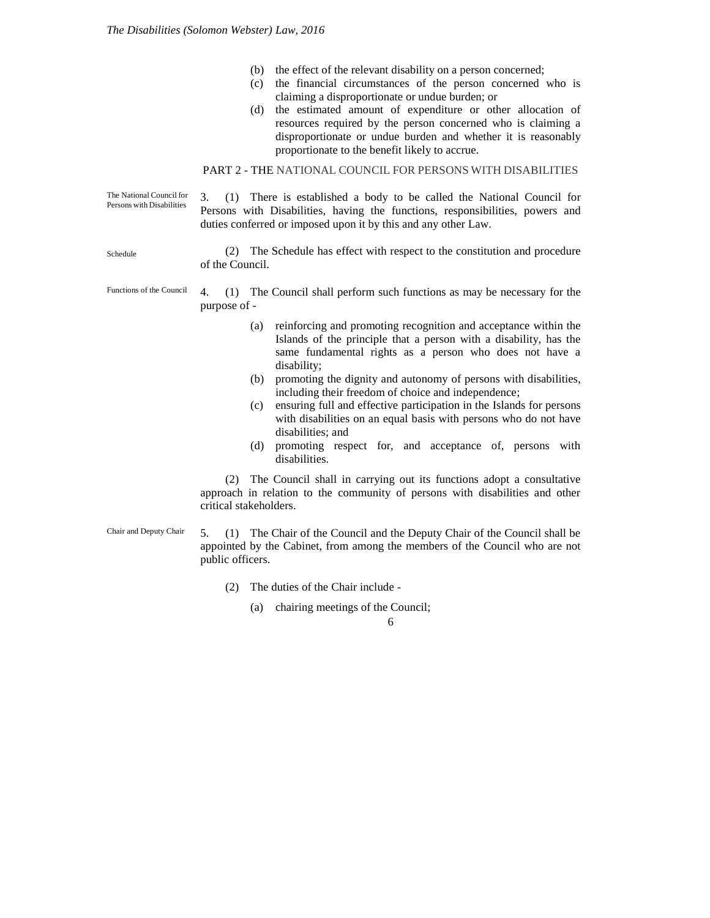(b) the effect of the relevant disability on a person concerned;

(c) the financial circumstances of the person concerned who is claiming a disproportionate or undue burden; or

(d) the estimated amount of expenditure or other allocation of resources required by the person concerned who is claiming a disproportionate or undue burden and whether it is reasonably proportionate to the benefit likely to accrue.

## PART 2 - THE NATIONAL COUNCIL FOR PERSONS WITH DISABILITIES

*The National Council for Persons with Disabilities*

3. (1) There is established a body to be called the National Council for Persons with Disabilities, having the functions, responsibilities, powers and duties conferred or imposed upon it by this and any other Law.

*Schedule*

(2) The Schedule has effect with respect to the constitution and procedure of the Council.

*Functions of the Council*

4. (1) The Council shall perform such functions as may be necessary for the purpose of -

(a) reinforcing and promoting recognition and acceptance within the Islands of the principle that a person with a disability, has the same fundamental rights as a person who does not have a disability;

(b) promoting the dignity and autonomy of persons with disabilities, including their freedom of choice and independence;

(c) ensuring full and effective participation in the Islands for persons with disabilities on an equal basis with persons who do not have disabilities; and

(d) promoting respect for, and acceptance of, persons with disabilities.

(2) The Council shall in carrying out its functions adopt a consultative approach in relation to the community of persons with disabilities and other critical stakeholders.

*Chair and Deputy Chair*

5. (1) The Chair of the Council and the Deputy Chair of the Council shall be appointed by the Cabinet, from among the members of the Council who are not public officers.

(2) The duties of the Chair include -

(a) chairing meetings of the Council;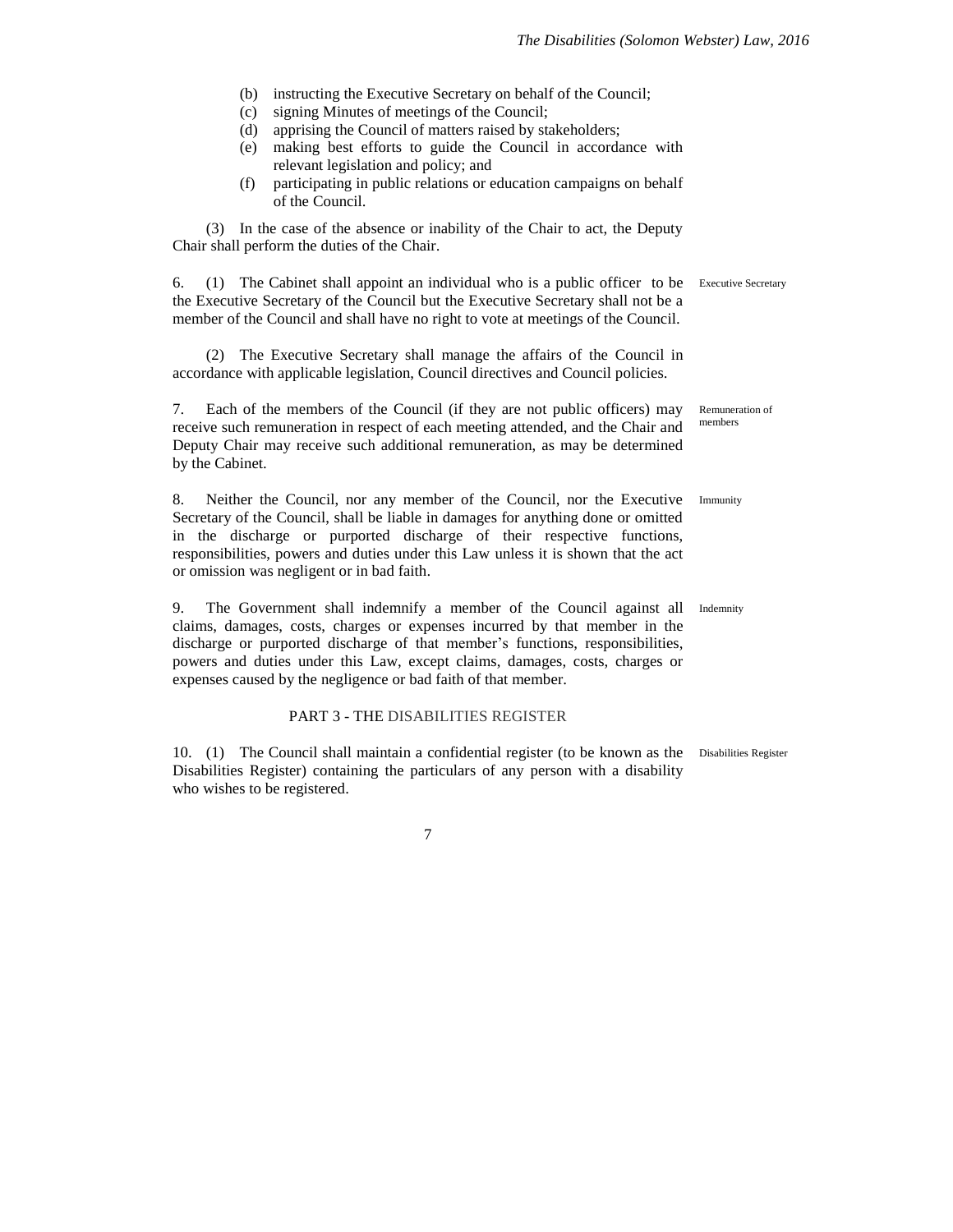(b) instructing the Executive Secretary on behalf of the Council;
(c) signing Minutes of meetings of the Council;
(d) apprising the Council of matters raised by stakeholders;
(e) making best efforts to guide the Council in accordance with relevant legislation and policy; and
(f) participating in public relations or education campaigns on behalf of the Council.

(3) In the case of the absence or inability of the Chair to act, the Deputy Chair shall perform the duties of the Chair.

*Executive Secretary*

6. (1) The Cabinet shall appoint an individual who is a public officer to be the Executive Secretary of the Council but the Executive Secretary shall not be a member of the Council and shall have no right to vote at meetings of the Council.

(2) The Executive Secretary shall manage the affairs of the Council in accordance with applicable legislation, Council directives and Council policies.

*Remuneration of members*

7. Each of the members of the Council (if they are not public officers) may receive such remuneration in respect of each meeting attended, and the Chair and Deputy Chair may receive such additional remuneration, as may be determined by the Cabinet.

*Immunity*

8. Neither the Council, nor any member of the Council, nor the Executive Secretary of the Council, shall be liable in damages for anything done or omitted in the discharge or purported discharge of their respective functions, responsibilities, powers and duties under this Law unless it is shown that the act or omission was negligent or in bad faith.

*Indemnity*

9. The Government shall indemnify a member of the Council against all claims, damages, costs, charges or expenses incurred by that member in the discharge or purported discharge of that member's functions, responsibilities, powers and duties under this Law, except claims, damages, costs, charges or expenses caused by the negligence or bad faith of that member.

## PART 3 - THE DISABILITIES REGISTER

*Disabilities Register*

10. (1) The Council shall maintain a confidential register (to be known as the Disabilities Register) containing the particulars of any person with a disability who wishes to be registered.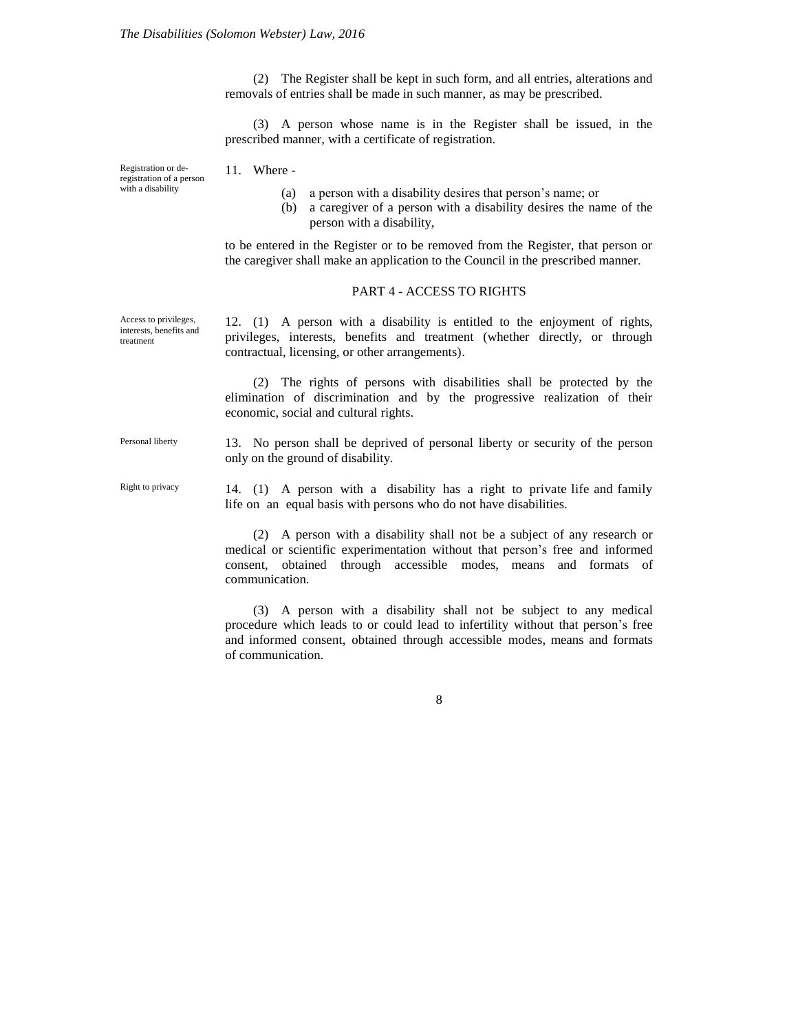(2) The Register shall be kept in such form, and all entries, alterations and removals of entries shall be made in such manner, as may be prescribed.

(3) A person whose name is in the Register shall be issued, in the prescribed manner, with a certificate of registration.

Registration or de-registration of a person with a disability

11. Where -

(a) a person with a disability desires that person's name; or
(b) a caregiver of a person with a disability desires the name of the person with a disability,

to be entered in the Register or to be removed from the Register, that person or the caregiver shall make an application to the Council in the prescribed manner.

## PART 4 - ACCESS TO RIGHTS

Access to privileges, interests, benefits and treatment

12. (1) A person with a disability is entitled to the enjoyment of rights, privileges, interests, benefits and treatment (whether directly, or through contractual, licensing, or other arrangements).

(2) The rights of persons with disabilities shall be protected by the elimination of discrimination and by the progressive realization of their economic, social and cultural rights.

Personal liberty

13. No person shall be deprived of personal liberty or security of the person only on the ground of disability.

Right to privacy

14. (1) A person with a disability has a right to private life and family life on an equal basis with persons who do not have disabilities.

(2) A person with a disability shall not be a subject of any research or medical or scientific experimentation without that person's free and informed consent, obtained through accessible modes, means and formats of communication.

(3) A person with a disability shall not be subject to any medical procedure which leads to or could lead to infertility without that person's free and informed consent, obtained through accessible modes, means and formats of communication.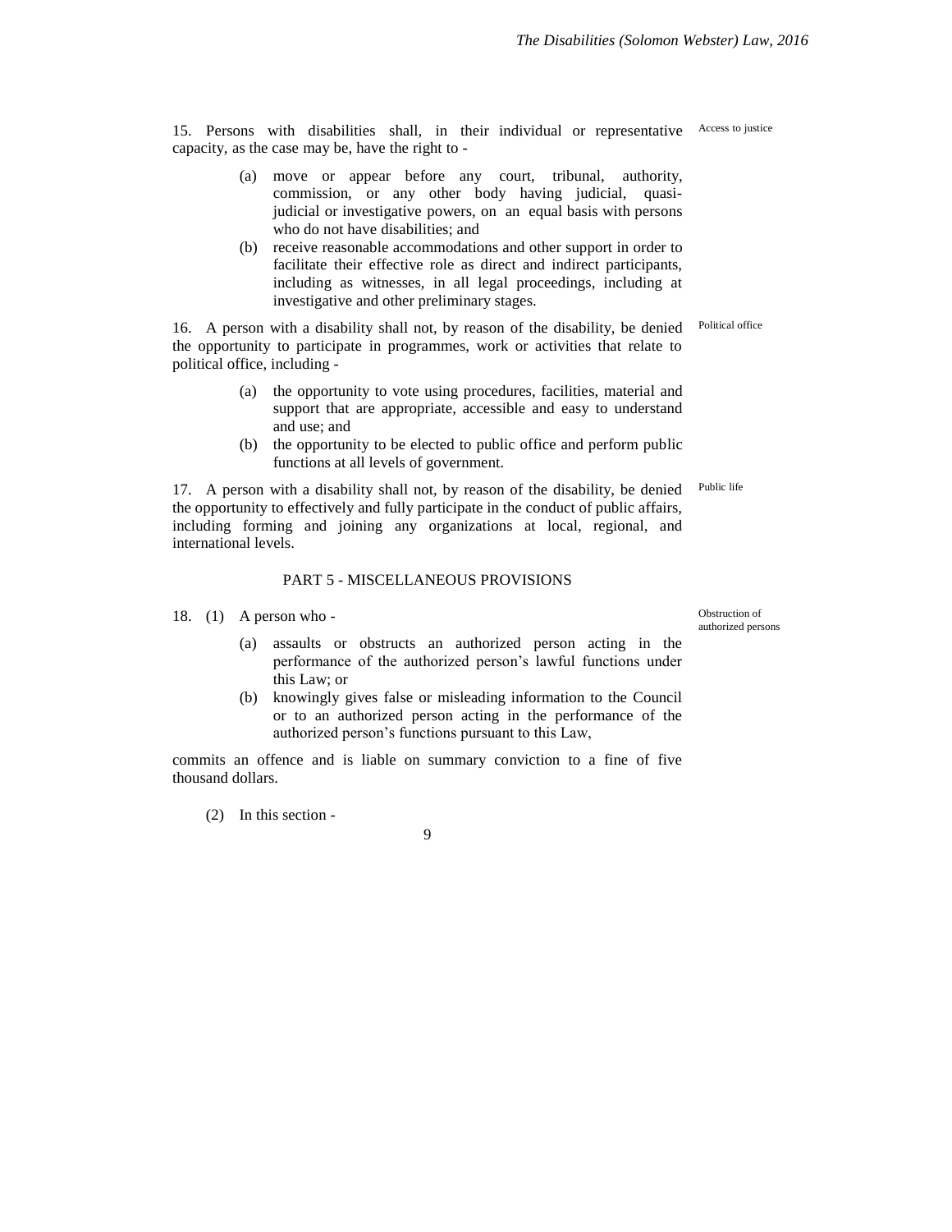15. Persons with disabilities shall, in their individual or representative capacity, as the case may be, have the right to -

Access to justice

(a) move or appear before any court, tribunal, authority, commission, or any other body having judicial, quasi-judicial or investigative powers, on an equal basis with persons who do not have disabilities; and

(b) receive reasonable accommodations and other support in order to facilitate their effective role as direct and indirect participants, including as witnesses, in all legal proceedings, including at investigative and other preliminary stages.

16. A person with a disability shall not, by reason of the disability, be denied the opportunity to participate in programmes, work or activities that relate to political office, including -

Political office

(a) the opportunity to vote using procedures, facilities, material and support that are appropriate, accessible and easy to understand and use; and

(b) the opportunity to be elected to public office and perform public functions at all levels of government.

17. A person with a disability shall not, by reason of the disability, be denied the opportunity to effectively and fully participate in the conduct of public affairs, including forming and joining any organizations at local, regional, and international levels.

Public life

## PART 5 - MISCELLANEOUS PROVISIONS

18. (1) A person who -

Obstruction of authorized persons

(a) assaults or obstructs an authorized person acting in the performance of the authorized person's lawful functions under this Law; or

(b) knowingly gives false or misleading information to the Council or to an authorized person acting in the performance of the authorized person's functions pursuant to this Law,

commits an offence and is liable on summary conviction to a fine of five thousand dollars.

(2) In this section -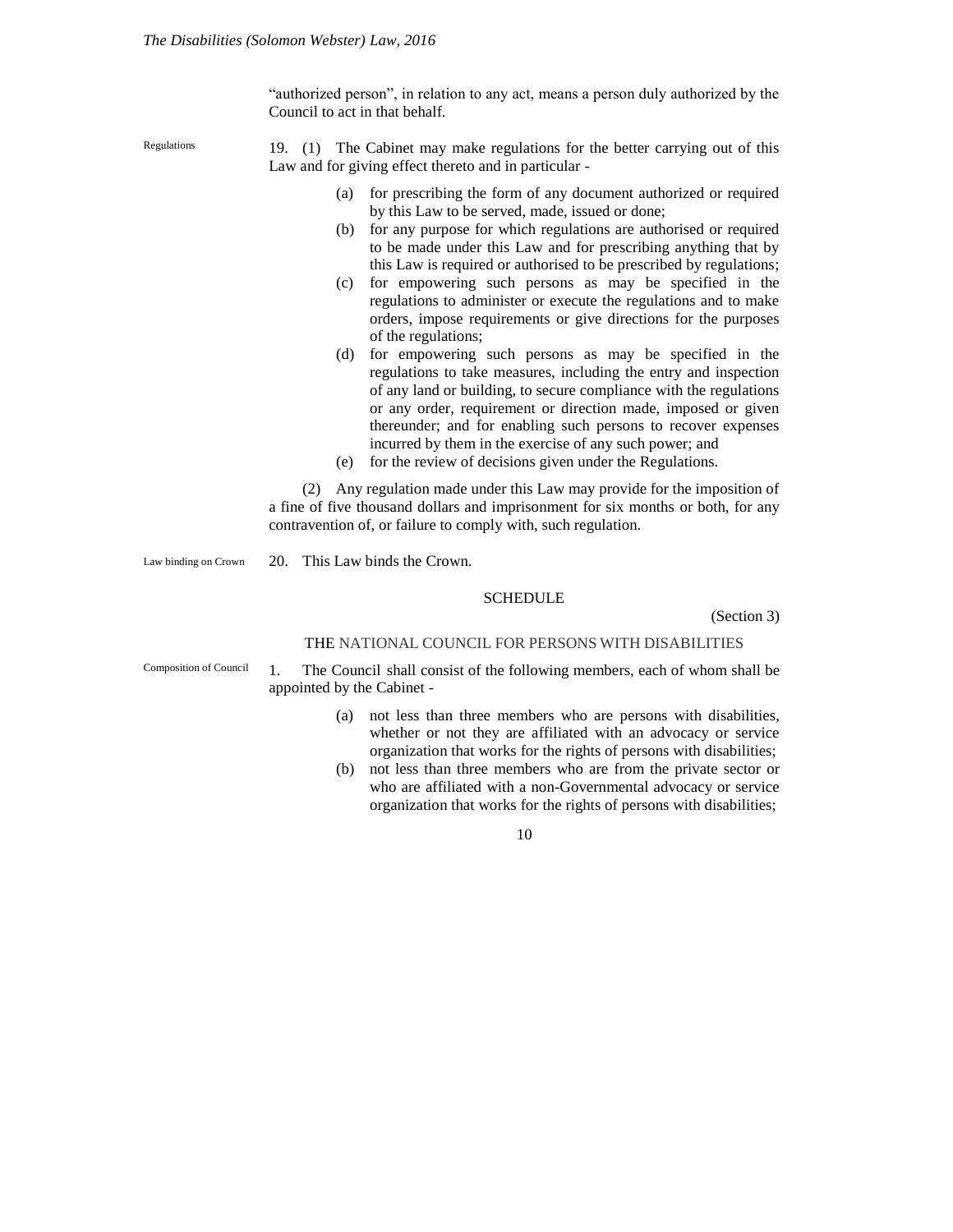"authorized person", in relation to any act, means a person duly authorized by the Council to act in that behalf.

Regulations

19. (1) The Cabinet may make regulations for the better carrying out of this Law and for giving effect thereto and in particular -

(a) for prescribing the form of any document authorized or required by this Law to be served, made, issued or done;

(b) for any purpose for which regulations are authorised or required to be made under this Law and for prescribing anything that by this Law is required or authorised to be prescribed by regulations;

(c) for empowering such persons as may be specified in the regulations to administer or execute the regulations and to make orders, impose requirements or give directions for the purposes of the regulations;

(d) for empowering such persons as may be specified in the regulations to take measures, including the entry and inspection of any land or building, to secure compliance with the regulations or any order, requirement or direction made, imposed or given thereunder; and for enabling such persons to recover expenses incurred by them in the exercise of any such power; and

(e) for the review of decisions given under the Regulations.

(2) Any regulation made under this Law may provide for the imposition of a fine of five thousand dollars and imprisonment for six months or both, for any contravention of, or failure to comply with, such regulation.

Law binding on Crown

20. This Law binds the Crown.

## SCHEDULE

(Section 3)

### THE NATIONAL COUNCIL FOR PERSONS WITH DISABILITIES

Composition of Council

1. The Council shall consist of the following members, each of whom shall be appointed by the Cabinet -

(a) not less than three members who are persons with disabilities, whether or not they are affiliated with an advocacy or service organization that works for the rights of persons with disabilities;

(b) not less than three members who are from the private sector or who are affiliated with a non-Governmental advocacy or service organization that works for the rights of persons with disabilities;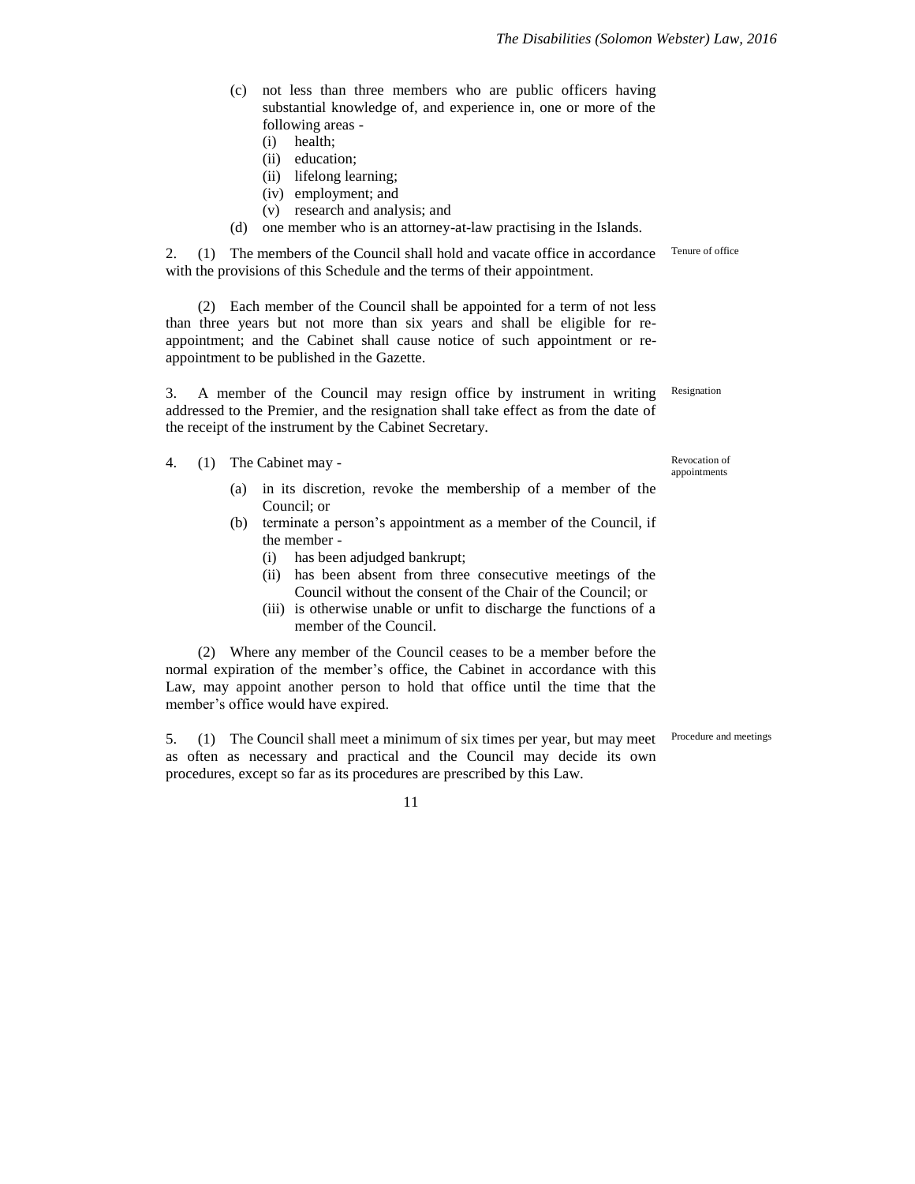(c) not less than three members who are public officers having substantial knowledge of, and experience in, one or more of the following areas -
   (i) health;
   (ii) education;
   (ii) lifelong learning;
   (iv) employment; and
   (v) research and analysis; and

(d) one member who is an attorney-at-law practising in the Islands.

2. (1) The members of the Council shall hold and vacate office in accordance with the provisions of this Schedule and the terms of their appointment. *Tenure of office*

(2) Each member of the Council shall be appointed for a term of not less than three years but not more than six years and shall be eligible for re-appointment; and the Cabinet shall cause notice of such appointment or re-appointment to be published in the Gazette.

3. A member of the Council may resign office by instrument in writing addressed to the Premier, and the resignation shall take effect as from the date of the receipt of the instrument by the Cabinet Secretary. *Resignation*

4. (1) The Cabinet may - *Revocation of appointments*

(a) in its discretion, revoke the membership of a member of the Council; or

(b) terminate a person's appointment as a member of the Council, if the member -
   (i) has been adjudged bankrupt;
   (ii) has been absent from three consecutive meetings of the Council without the consent of the Chair of the Council; or
   (iii) is otherwise unable or unfit to discharge the functions of a member of the Council.

(2) Where any member of the Council ceases to be a member before the normal expiration of the member's office, the Cabinet in accordance with this Law, may appoint another person to hold that office until the time that the member's office would have expired.

5. (1) The Council shall meet a minimum of six times per year, but may meet as often as necessary and practical and the Council may decide its own procedures, except so far as its procedures are prescribed by this Law. *Procedure and meetings*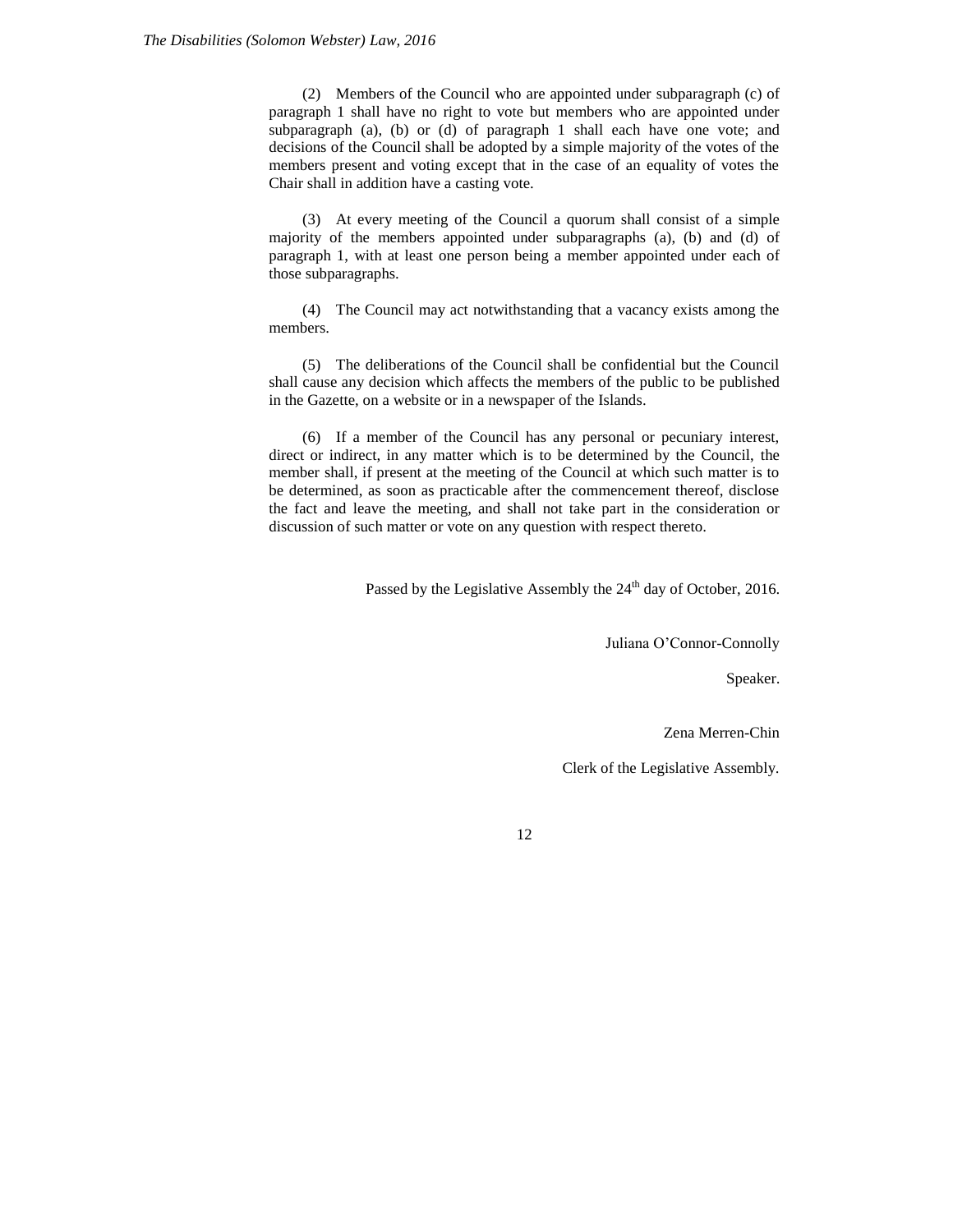(2) Members of the Council who are appointed under subparagraph (c) of paragraph 1 shall have no right to vote but members who are appointed under subparagraph (a), (b) or (d) of paragraph 1 shall each have one vote; and decisions of the Council shall be adopted by a simple majority of the votes of the members present and voting except that in the case of an equality of votes the Chair shall in addition have a casting vote.

(3) At every meeting of the Council a quorum shall consist of a simple majority of the members appointed under subparagraphs (a), (b) and (d) of paragraph 1, with at least one person being a member appointed under each of those subparagraphs.

(4) The Council may act notwithstanding that a vacancy exists among the members.

(5) The deliberations of the Council shall be confidential but the Council shall cause any decision which affects the members of the public to be published in the Gazette, on a website or in a newspaper of the Islands.

(6) If a member of the Council has any personal or pecuniary interest, direct or indirect, in any matter which is to be determined by the Council, the member shall, if present at the meeting of the Council at which such matter is to be determined, as soon as practicable after the commencement thereof, disclose the fact and leave the meeting, and shall not take part in the consideration or discussion of such matter or vote on any question with respect thereto.

Passed by the Legislative Assembly the 24th day of October, 2016.

Juliana O'Connor-Connolly

Speaker.

Zena Merren-Chin

Clerk of the Legislative Assembly.